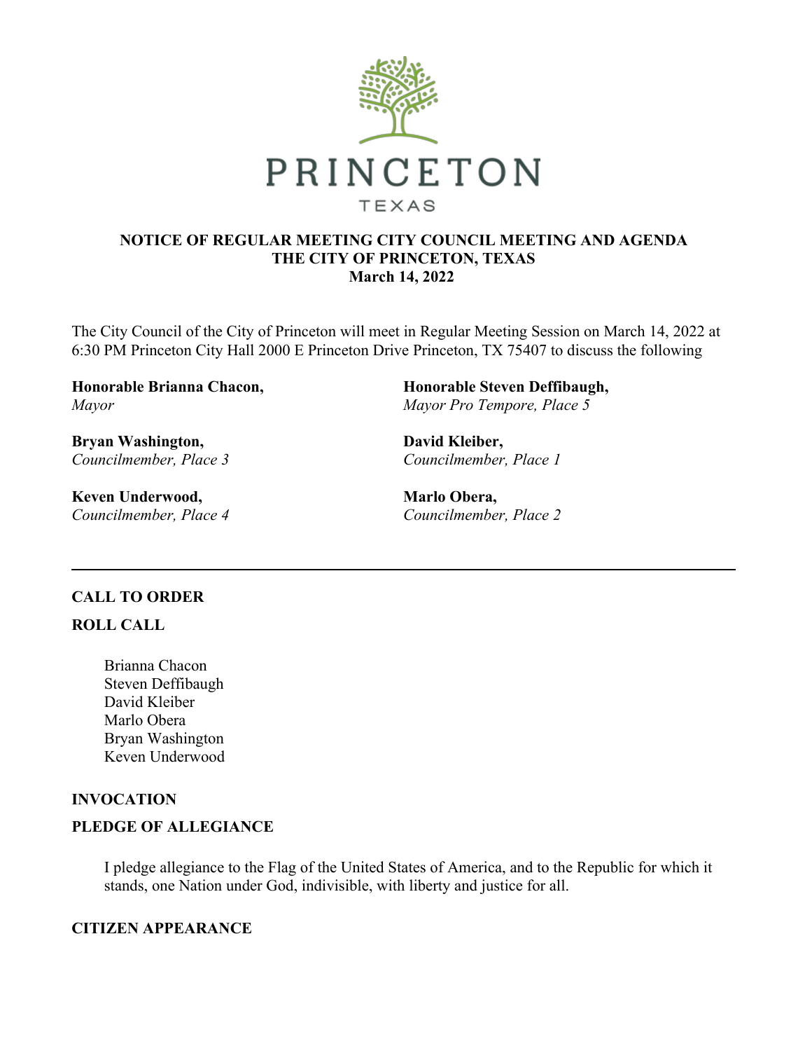PRINCETON

TEXAS

# NOTICE OF REGULAR MEETING CITY COUNCIL MEETING AND AGENDA
## THE CITY OF PRINCETON, TEXAS
## March 14, 2022

The City Council of the City of Princeton will meet in Regular Meeting Session on March 14, 2022 at 6:30 PM Princeton City Hall 2000 E Princeton Drive Princeton, TX 75407 to discuss the following

**Honorable Brianna Chacon,**
*Mayor*

**Honorable Steven Deffibaugh,**
*Mayor Pro Tempore, Place 5*

**Bryan Washington,**
*Councilmember, Place 3*

**David Kleiber,**
*Councilmember, Place 1*

**Keven Underwood,**
*Councilmember, Place 4*

**Marlo Obera,**
*Councilmember, Place 2*

---

**CALL TO ORDER**

**ROLL CALL**

Brianna Chacon
Steven Deffibaugh
David Kleiber
Marlo Obera
Bryan Washington
Keven Underwood

**INVOCATION**

**PLEDGE OF ALLEGIANCE**

I pledge allegiance to the Flag of the United States of America, and to the Republic for which it stands, one Nation under God, indivisible, with liberty and justice for all.

**CITIZEN APPEARANCE**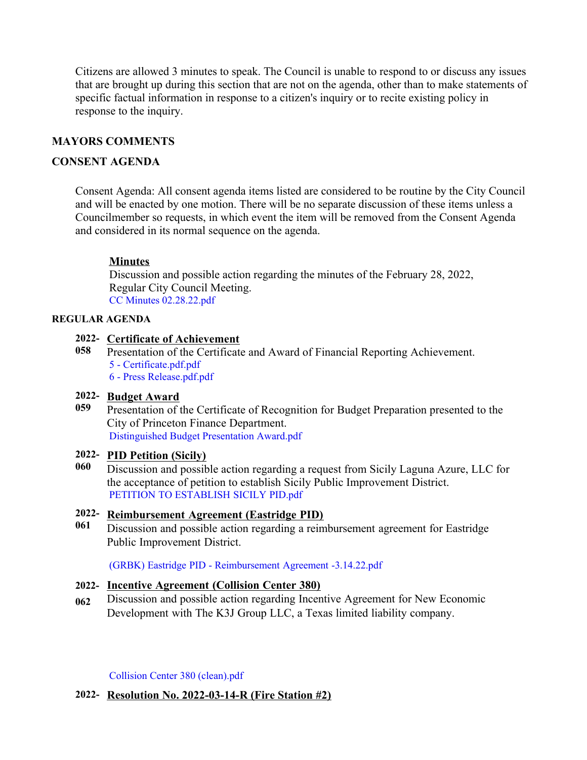Citizens are allowed 3 minutes to speak. The Council is unable to respond to or discuss any issues that are brought up during this section that are not on the agenda, other than to make statements of specific factual information in response to a citizen's inquiry or to recite existing policy in response to the inquiry.

**MAYORS COMMENTS**

**CONSENT AGENDA**

Consent Agenda: All consent agenda items listed are considered to be routine by the City Council and will be enacted by one motion. There will be no separate discussion of these items unless a Councilmember so requests, in which event the item will be removed from the Consent Agenda and considered in its normal sequence on the agenda.

**Minutes**
Discussion and possible action regarding the minutes of the February 28, 2022, Regular City Council Meeting.
CC Minutes 02.28.22.pdf

**REGULAR AGENDA**

**2022-058** **Certificate of Achievement**
Presentation of the Certificate and Award of Financial Reporting Achievement.
5 - Certificate.pdf.pdf
6 - Press Release.pdf.pdf

**2022-059** **Budget Award**
Presentation of the Certificate of Recognition for Budget Preparation presented to the City of Princeton Finance Department.
Distinguished Budget Presentation Award.pdf

**2022-060** **PID Petition (Sicily)**
Discussion and possible action regarding a request from Sicily Laguna Azure, LLC for the acceptance of petition to establish Sicily Public Improvement District.
PETITION TO ESTABLISH SICILY PID.pdf

**2022-061** **Reimbursement Agreement (Eastridge PID)**
Discussion and possible action regarding a reimbursement agreement for Eastridge Public Improvement District.

(GRBK) Eastridge PID - Reimbursement Agreement -3.14.22.pdf

**2022-062** **Incentive Agreement (Collision Center 380)**
Discussion and possible action regarding Incentive Agreement for New Economic Development with The K3J Group LLC, a Texas limited liability company.

Collision Center 380 (clean).pdf

**2022-** **Resolution No. 2022-03-14-R (Fire Station #2)**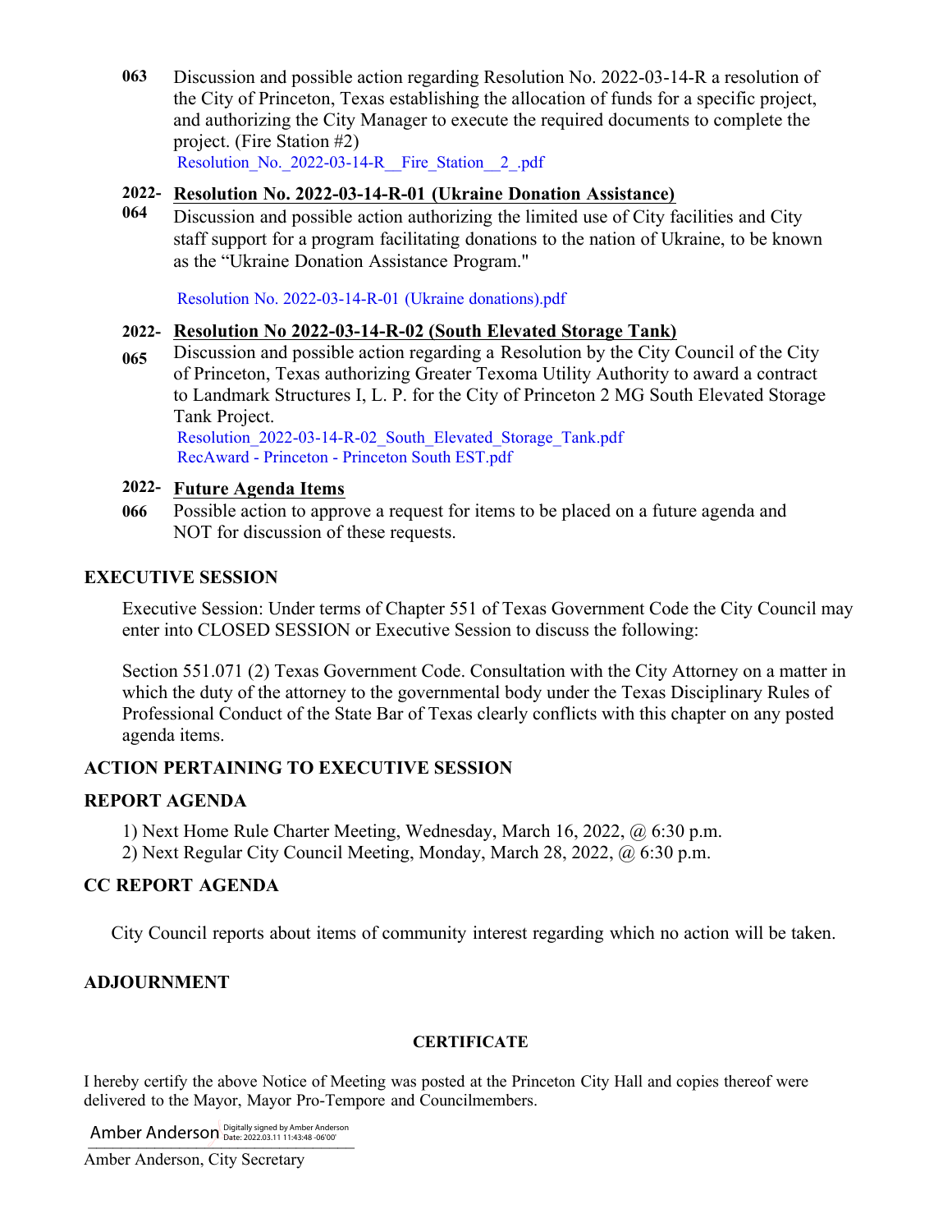**063** Discussion and possible action regarding Resolution No. 2022-03-14-R a resolution of the City of Princeton, Texas establishing the allocation of funds for a specific project, and authorizing the City Manager to execute the required documents to complete the project. (Fire Station #2)

Resolution_No._2022-03-14-R__Fire_Station__2_.pdf

**2022-064** **Resolution No. 2022-03-14-R-01 (Ukraine Donation Assistance)**

Discussion and possible action authorizing the limited use of City facilities and City staff support for a program facilitating donations to the nation of Ukraine, to be known as the "Ukraine Donation Assistance Program."

Resolution No. 2022-03-14-R-01 (Ukraine donations).pdf

**2022-065** **Resolution No 2022-03-14-R-02 (South Elevated Storage Tank)**

Discussion and possible action regarding a Resolution by the City Council of the City of Princeton, Texas authorizing Greater Texoma Utility Authority to award a contract to Landmark Structures I, L. P. for the City of Princeton 2 MG South Elevated Storage Tank Project.

Resolution_2022-03-14-R-02_South_Elevated_Storage_Tank.pdf
RecAward - Princeton - Princeton South EST.pdf

**2022-066** **Future Agenda Items**

Possible action to approve a request for items to be placed on a future agenda and NOT for discussion of these requests.

## EXECUTIVE SESSION

Executive Session: Under terms of Chapter 551 of Texas Government Code the City Council may enter into CLOSED SESSION or Executive Session to discuss the following:

Section 551.071 (2) Texas Government Code. Consultation with the City Attorney on a matter in which the duty of the attorney to the governmental body under the Texas Disciplinary Rules of Professional Conduct of the State Bar of Texas clearly conflicts with this chapter on any posted agenda items.

## ACTION PERTAINING TO EXECUTIVE SESSION

## REPORT AGENDA

1) Next Home Rule Charter Meeting, Wednesday, March 16, 2022, @ 6:30 p.m.
2) Next Regular City Council Meeting, Monday, March 28, 2022, @ 6:30 p.m.

## CC REPORT AGENDA

City Council reports about items of community interest regarding which no action will be taken.

## ADJOURNMENT

### CERTIFICATE

I hereby certify the above Notice of Meeting was posted at the Princeton City Hall and copies thereof were delivered to the Mayor, Mayor Pro-Tempore and Councilmembers.

Amber Anderson — Digitally signed by Amber Anderson Date: 2022.03.11 11:43:48 -06'00'

Amber Anderson, City Secretary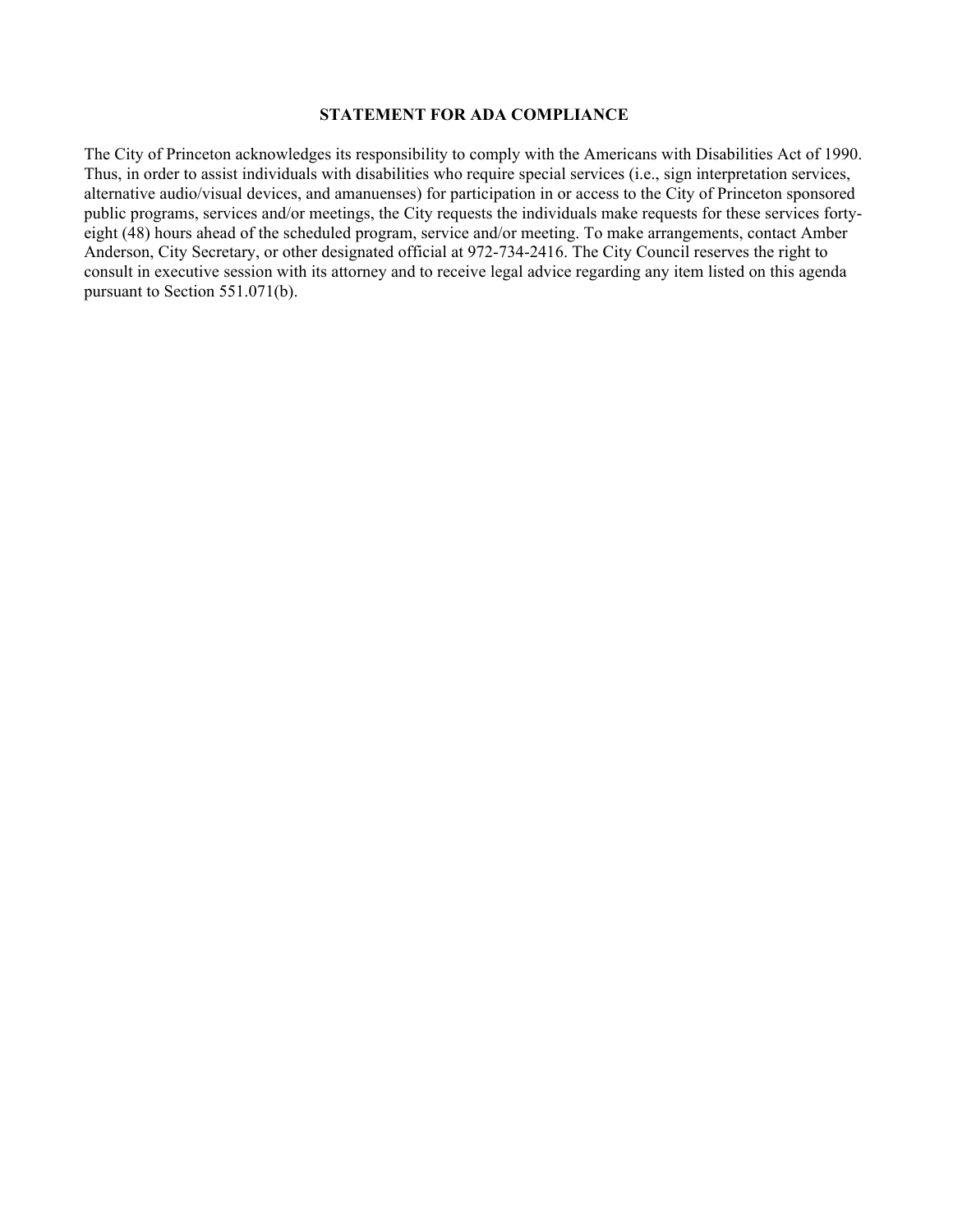**STATEMENT FOR ADA COMPLIANCE**

The City of Princeton acknowledges its responsibility to comply with the Americans with Disabilities Act of 1990. Thus, in order to assist individuals with disabilities who require special services (i.e., sign interpretation services, alternative audio/visual devices, and amanuenses) for participation in or access to the City of Princeton sponsored public programs, services and/or meetings, the City requests the individuals make requests for these services forty-eight (48) hours ahead of the scheduled program, service and/or meeting. To make arrangements, contact Amber Anderson, City Secretary, or other designated official at 972-734-2416. The City Council reserves the right to consult in executive session with its attorney and to receive legal advice regarding any item listed on this agenda pursuant to Section 551.071(b).